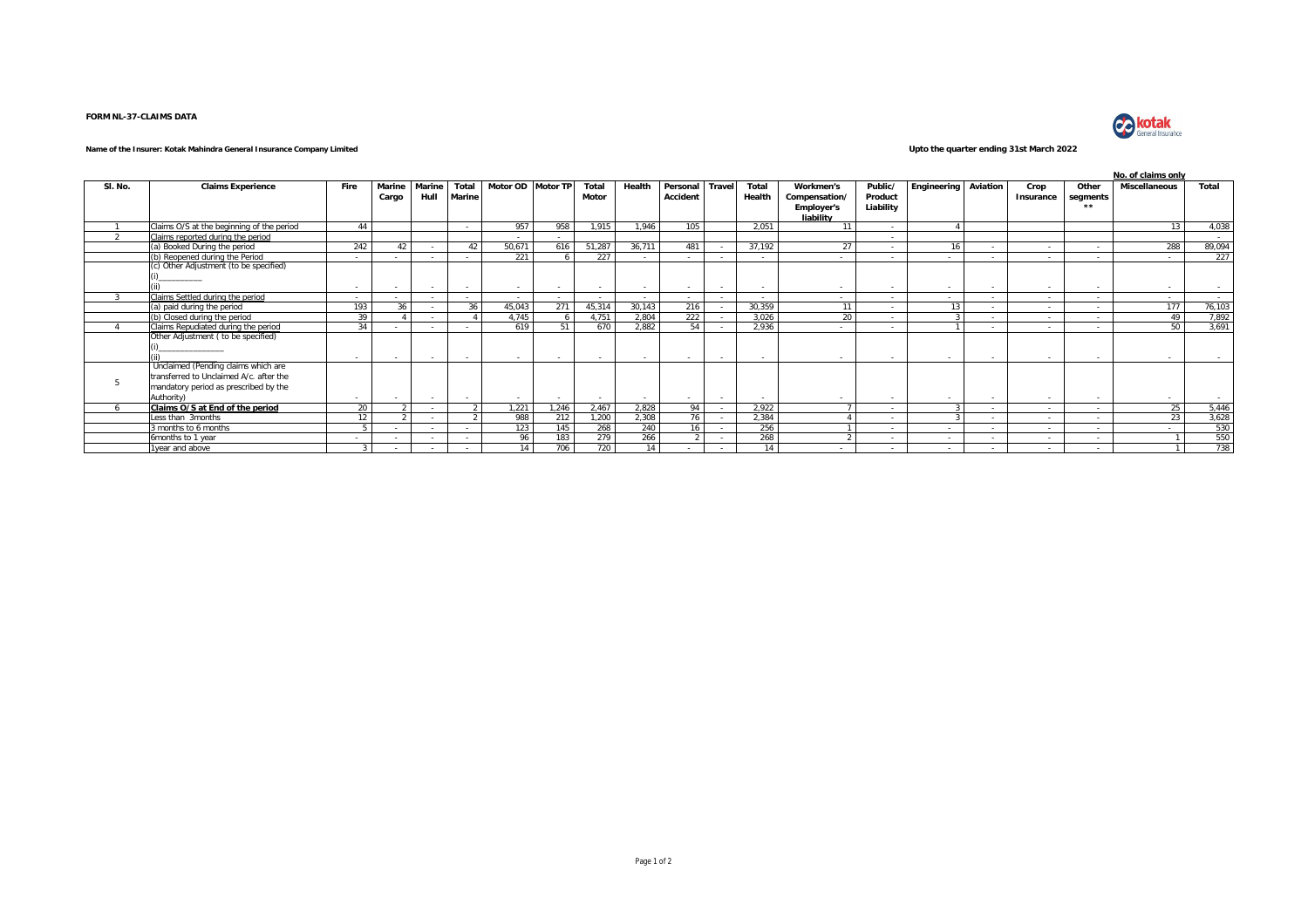**FORM NL-37-CLAIMS DATA**

**Name of the Insurer: Kotak Mahindra General Insurance Company Limited**

**Upto the quarter ending 31st March 2022**

**No. of claims only**

| Sl. No. | Claims Experience | Fire | Marine Cargo | Marine Hull | Total Marine | Motor OD | Motor TP | Total Motor | Health | Personal Accident | Travel | Total Health | Workmen's Compensation/ Employer's liability | Public/ Product Liability | Engineering | Aviation | Crop Insurance | Other segments ** | Miscellaneous | Total |
|---|---|---|---|---|---|---|---|---|---|---|---|---|---|---|---|---|---|---|---|---|
| 1 | Claims O/S at the beginning of the period | 44 | | | - | 957 | 958 | 1,915 | 1,946 | 105 | | 2,051 | 11 | - | 4 | | | | 13 | 4,038 |
| 2 | Claims reported during the period | | | | | - | - | | | | | | | - | | | | | | - |
| | (a) Booked During the period | 242 | 42 | - | 42 | 50,671 | 616 | 51,287 | 36,711 | 481 | - | 37,192 | 27 | - | 16 | - | - | - | 288 | 89,094 |
| | (b) Reopened during the Period | - | - | - | - | 221 | 6 | 227 | - | - | - | - | - | - | - | - | - | - | - | 227 |
| | (c) Other Adjustment (to be specified)<br>(i)__________<br>(ii) | - | - | - | - | - | - | - | - | - | - | - | - | - | - | - | - | - | - | - |
| 3 | Claims Settled during the period | - | - | - | - | - | - | - | - | - | - | - | - | - | - | - | - | - | - | - |
| | (a) paid during the period | 193 | 36 | - | 36 | 45,043 | 271 | 45,314 | 30,143 | 216 | - | 30,359 | 11 | - | 13 | - | - | - | 177 | 76,103 |
| | (b) Closed during the period | 39 | 4 | - | 4 | 4,745 | 6 | 4,751 | 2,804 | 222 | - | 3,026 | 20 | - | 3 | - | - | - | 49 | 7,892 |
| 4 | Claims Repudiated during the period | 34 | - | - | - | 619 | 51 | 670 | 2,882 | 54 | - | 2,936 | - | - | 1 | - | - | - | 50 | 3,691 |
| | Other Adjustment ( to be specified)<br>(i)_______________<br>(ii) | - | - | - | - | - | - | - | - | - | - | - | - | - | - | - | - | - | - | - |
| 5 | Unclaimed (Pending claims which are transferred to Unclaimed A/c. after the mandatory period as prescribed by the Authority) | - | - | - | - | - | - | - | - | - | - | - | - | - | - | - | - | - | - | - |
| 6 | **Claims O/S at End of the period** | 20 | 2 | - | 2 | 1,221 | 1,246 | 2,467 | 2,828 | 94 | - | 2,922 | 7 | - | 3 | - | - | - | 25 | 5,446 |
| | Less than 3months | 12 | 2 | - | 2 | 988 | 212 | 1,200 | 2,308 | 76 | - | 2,384 | 4 | - | 3 | - | - | - | 23 | 3,628 |
| | 3 months to 6 months | 5 | - | - | - | 123 | 145 | 268 | 240 | 16 | - | 256 | 1 | - | - | - | - | - | - | 530 |
| | 6months to 1 year | - | - | - | - | 96 | 183 | 279 | 266 | 2 | - | 268 | 2 | - | - | - | - | - | 1 | 550 |
| | 1year and above | 3 | - | - | - | 14 | 706 | 720 | 14 | - | - | 14 | - | - | - | - | - | - | 1 | 738 |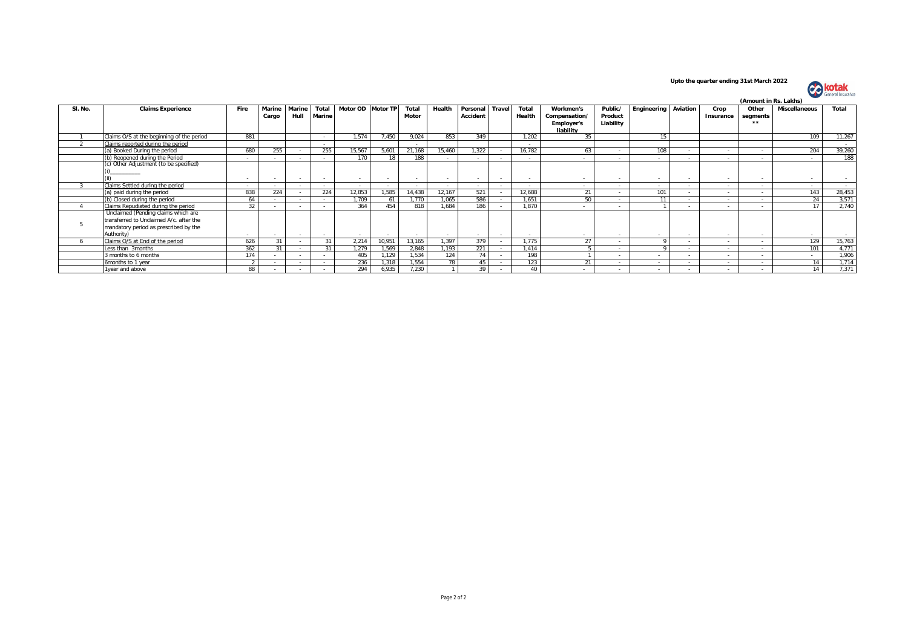Upto the quarter ending 31st March 2022

(Amount in Rs. Lakhs)

| Sl. No. | Claims Experience | Fire | Marine Cargo | Marine Hull | Total Marine | Motor OD | Motor TP | Total Motor | Health | Personal Accident | Travel | Total Health | Workmen's Compensation/ Employer's liability | Public/ Product Liability | Engineering | Aviation | Crop Insurance | Other segments ** | Miscellaneous | Total |
|---|---|---|---|---|---|---|---|---|---|---|---|---|---|---|---|---|---|---|---|---|
| 1 | Claims O/S at the beginning of the period | 881 | | | - | 1,574 | 7,450 | 9,024 | 853 | 349 | | 1,202 | 35 | | 15 | | | | 109 | 11,267 |
| 2 | Claims reported during the period | | | | - | | | - | | | | - | | | | | | | | - |
| | (a) Booked During the period | 680 | 255 | - | 255 | 15,567 | 5,601 | 21,168 | 15,460 | 1,322 | - | 16,782 | 63 | - | 108 | - | - | - | 204 | 39,260 |
| | (b) Reopened during the Period | - | - | - | - | 170 | 18 | 188 | - | - | - | - | - | - | - | - | - | - | - | 188 |
| | (c) Other Adjustment (to be specified)<br>(i)\_\_\_\_\_\_\_\_\_<br>(ii) | - | - | - | - | - | - | - | - | - | - | - | - | - | - | - | - | - | - | - |
| 3 | Claims Settled during the period | - | - | - | - | - | - | - | - | - | - | - | - | - | - | - | - | - | - | - |
| | (a) paid during the period | 838 | 224 | - | 224 | 12,853 | 1,585 | 14,438 | 12,167 | 521 | - | 12,688 | 21 | - | 101 | - | - | - | 143 | 28,453 |
| | (b) Closed during the period | 64 | - | - | - | 1,709 | 61 | 1,770 | 1,065 | 586 | - | 1,651 | 50 | - | 11 | - | - | - | 24 | 3,571 |
| 4 | Claims Repudiated during the period | 32 | - | - | - | 364 | 454 | 818 | 1,684 | 186 | - | 1,870 | - | - | 1 | - | - | - | 17 | 2,740 |
| 5 | Unclaimed (Pending claims which are transferred to Unclaimed A/c. after the mandatory period as prescribed by the Authority) | - | - | - | - | - | - | - | - | - | - | - | - | - | - | - | - | - | - | - |
| 6 | Claims O/S at End of the period | 626 | 31 | - | 31 | 2,214 | 10,951 | 13,165 | 1,397 | 379 | - | 1,775 | 27 | - | 9 | - | - | - | 129 | 15,763 |
| | Less than 3months | 362 | 31 | - | 31 | 1,279 | 1,569 | 2,848 | 1,193 | 221 | - | 1,414 | 5 | - | 9 | - | - | - | 101 | 4,771 |
| | 3 months to 6 months | 174 | - | - | - | 405 | 1,129 | 1,534 | 124 | 74 | - | 198 | 1 | - | - | - | - | - | - | 1,906 |
| | 6months to 1 year | 2 | - | - | - | 236 | 1,318 | 1,554 | 78 | 45 | - | 123 | 21 | - | - | - | - | - | 14 | 1,714 |
| | 1year and above | 88 | - | - | - | 294 | 6,935 | 7,230 | 1 | 39 | - | 40 | - | - | - | - | - | - | 14 | 7,371 |